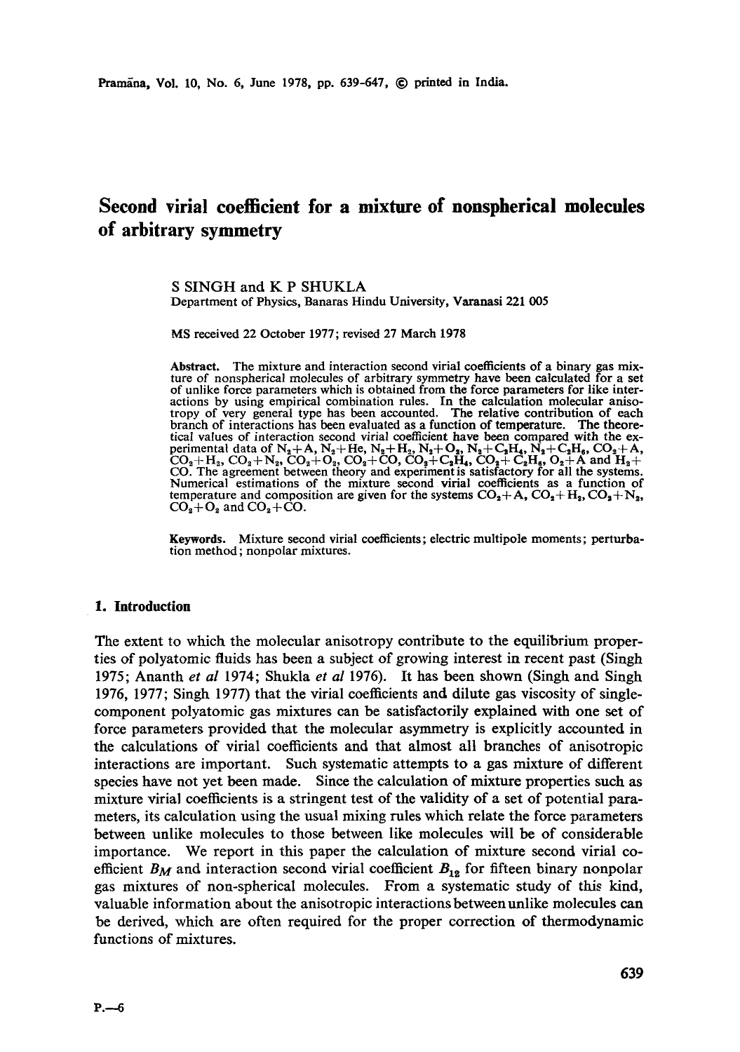# Second virial coefficient for a mixture of nonspherical molecules of arbitrary symmetry

S SINGH and K P SHUKLA
Department of Physics, Banaras Hindu University, Varanasi 221 005

MS received 22 October 1977; revised 27 March 1978

**Abstract.** The mixture and interaction second virial coefficients of a binary gas mixture of nonspherical molecules of arbitrary symmetry have been calculated for a set of unlike force parameters which is obtained from the force parameters for like interactions by using empirical combination rules. In the calculation molecular anisotropy of very general type has been accounted. The relative contribution of each branch of interactions has been evaluated as a function of temperature. The theoretical values of interaction second virial coefficient have been compared with the experimental data of $N_2+A$, $N_2+He$, $N_2+H_2$, $N_2+O_2$, $N_2+C_2H_4$, $N_2+C_2H_6$, $CO_2+A$, $CO_2+H_2$, $CO_2+N_2$, $CO_2+O_2$, $CO_2+CO$, $CO_2+C_2H_4$, $CO_2+C_2H_6$, $O_2+A$ and $H_2+CO$. The agreement between theory and experiment is satisfactory for all the systems. Numerical estimations of the mixture second virial coefficients as a function of temperature and composition are given for the systems $CO_2+A$, $CO_2+H_2$, $CO_2+N_2$, $CO_2+O_2$ and $CO_2+CO$.

**Keywords.** Mixture second virial coefficients; electric multipole moments; perturbation method; nonpolar mixtures.

## 1. Introduction

The extent to which the molecular anisotropy contribute to the equilibrium properties of polyatomic fluids has been a subject of growing interest in recent past (Singh 1975; Ananth *et al* 1974; Shukla *et al* 1976). It has been shown (Singh and Singh 1976, 1977; Singh 1977) that the virial coefficients and dilute gas viscosity of single-component polyatomic gas mixtures can be satisfactorily explained with one set of force parameters provided that the molecular asymmetry is explicitly accounted in the calculations of virial coefficients and that almost all branches of anisotropic interactions are important. Such systematic attempts to a gas mixture of different species have not yet been made. Since the calculation of mixture properties such as mixture virial coefficients is a stringent test of the validity of a set of potential parameters, its calculation using the usual mixing rules which relate the force parameters between unlike molecules to those between like molecules will be of considerable importance. We report in this paper the calculation of mixture second virial coefficient $B_M$ and interaction second virial coefficient $B_{12}$ for fifteen binary nonpolar gas mixtures of non-spherical molecules. From a systematic study of this kind, valuable information about the anisotropic interactions between unlike molecules can be derived, which are often required for the proper correction of thermodynamic functions of mixtures.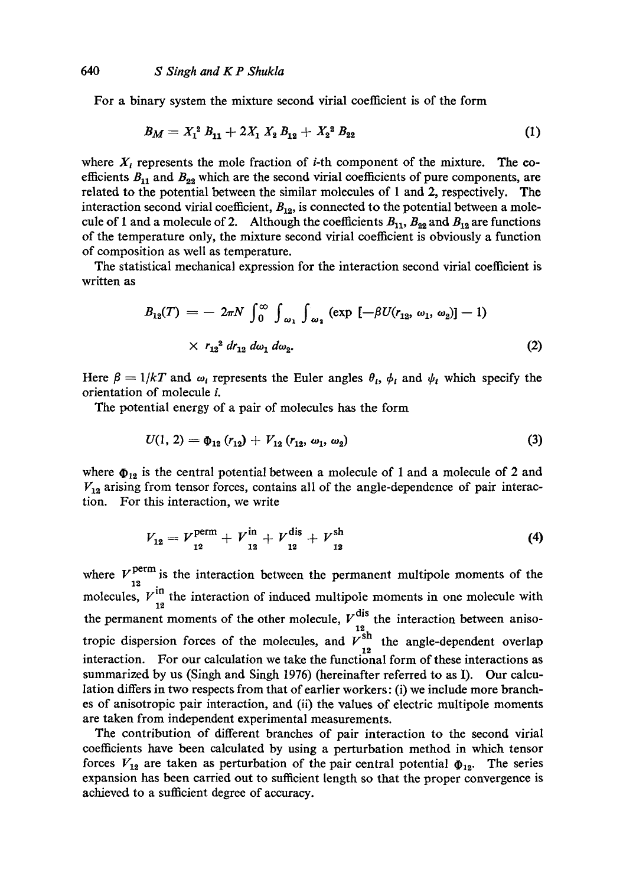For a binary system the mixture second virial coefficient is of the form

$$B_M = X_1^2 B_{11} + 2X_1 X_2 B_{12} + X_2^2 B_{22} \tag{1}$$

where $X_i$ represents the mole fraction of $i$-th component of the mixture. The coefficients $B_{11}$ and $B_{22}$ which are the second virial coefficients of pure components, are related to the potential between the similar molecules of 1 and 2, respectively. The interaction second virial coefficient, $B_{12}$, is connected to the potential between a molecule of 1 and a molecule of 2. Although the coefficients $B_{11}$, $B_{22}$ and $B_{12}$ are functions of the temperature only, the mixture second virial coefficient is obviously a function of composition as well as temperature.

The statistical mechanical expression for the interaction second virial coefficient is written as

$$B_{12}(T) = -2\pi N \int_0^\infty \int_{\omega_1} \int_{\omega_2} (\exp[-\beta U(r_{12}, \omega_1, \omega_2)] - 1) \times r_{12}^2 \, dr_{12} \, d\omega_1 \, d\omega_2. \tag{2}$$

Here $\beta = 1/kT$ and $\omega_i$ represents the Euler angles $\theta_i$, $\phi_i$ and $\psi_i$ which specify the orientation of molecule $i$.

The potential energy of a pair of molecules has the form

$$U(1, 2) = \Phi_{12}(r_{12}) + V_{12}(r_{12}, \omega_1, \omega_2) \tag{3}$$

where $\Phi_{12}$ is the central potential between a molecule of 1 and a molecule of 2 and $V_{12}$ arising from tensor forces, contains all of the angle-dependence of pair interaction. For this interaction, we write

$$V_{12} = V_{12}^{\text{perm}} + V_{12}^{\text{in}} + V_{12}^{\text{dis}} + V_{12}^{\text{sh}} \tag{4}$$

where $V_{12}^{\text{perm}}$ is the interaction between the permanent multipole moments of the molecules, $V_{12}^{\text{in}}$ the interaction of induced multipole moments in one molecule with the permanent moments of the other molecule, $V_{12}^{\text{dis}}$ the interaction between anisotropic dispersion forces of the molecules, and $V_{12}^{\text{sh}}$ the angle-dependent overlap interaction. For our calculation we take the functional form of these interactions as summarized by us (Singh and Singh 1976) (hereinafter referred to as I). Our calculation differs in two respects from that of earlier workers: (i) we include more branches of anisotropic pair interaction, and (ii) the values of electric multipole moments are taken from independent experimental measurements.

The contribution of different branches of pair interaction to the second virial coefficients have been calculated by using a perturbation method in which tensor forces $V_{12}$ are taken as perturbation of the pair central potential $\Phi_{12}$. The series expansion has been carried out to sufficient length so that the proper convergence is achieved to a sufficient degree of accuracy.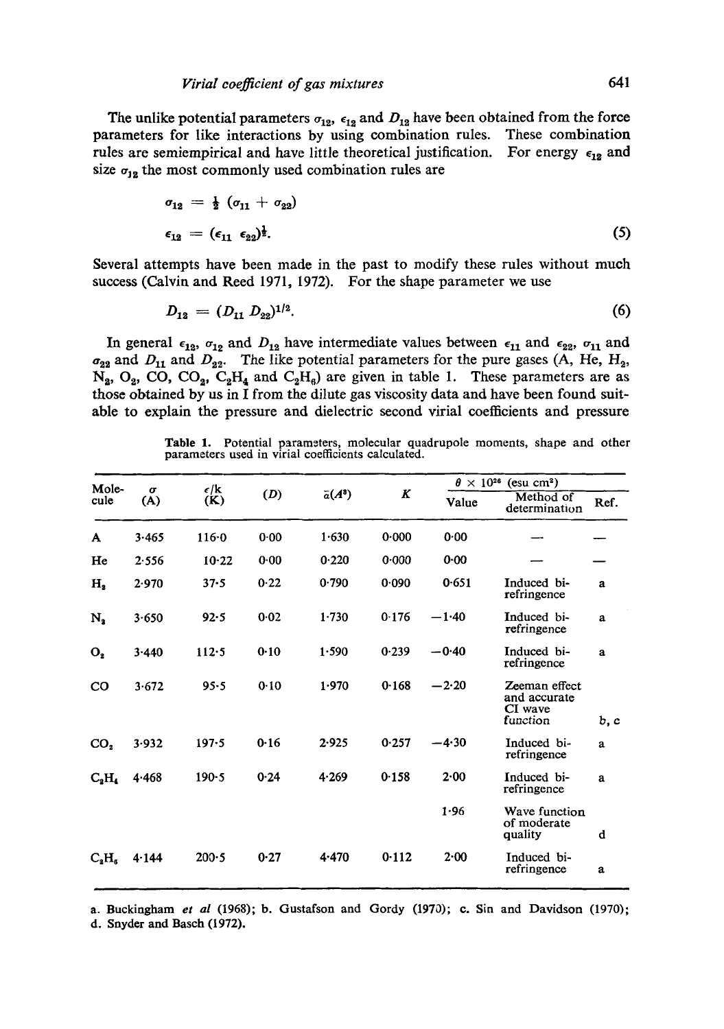The unlike potential parameters $\sigma_{12}$, $\epsilon_{12}$ and $D_{12}$ have been obtained from the force parameters for like interactions by using combination rules. These combination rules are semiempirical and have little theoretical justification. For energy $\epsilon_{12}$ and size $\sigma_{12}$ the most commonly used combination rules are

$$
\begin{aligned}
\sigma_{12} &= \tfrac{1}{2}(\sigma_{11} + \sigma_{22}) \\
\epsilon_{12} &= (\epsilon_{11}\,\epsilon_{22})^{\frac{1}{2}}.
\end{aligned}
\tag{5}
$$

Several attempts have been made in the past to modify these rules without much success (Calvin and Reed 1971, 1972). For the shape parameter we use

$$
D_{12} = (D_{11}\,D_{22})^{1/2}. \tag{6}
$$

In general $\epsilon_{12}$, $\sigma_{12}$ and $D_{12}$ have intermediate values between $\epsilon_{11}$ and $\epsilon_{22}$, $\sigma_{11}$ and $\sigma_{22}$ and $D_{11}$ and $D_{22}$. The like potential parameters for the pure gases (A, He, $H_2$, $N_2$, $O_2$, CO, $CO_2$, $C_2H_4$ and $C_2H_6$) are given in table 1. These parameters are as those obtained by us in I from the dilute gas viscosity data and have been found suitable to explain the pressure and dielectric second virial coefficients and pressure

**Table 1.** Potential parameters, molecular quadrupole moments, shape and other parameters used in virial coefficients calculated.

| Molecule | $\sigma$ (A) | $\epsilon/k$ (K) | $(D)$ | $\bar{\alpha}(A^3)$ | $K$ | $\theta \times 10^{26}$ (esu cm²) Value | Method of determination | Ref. |
|---|---|---|---|---|---|---|---|---|
| A | 3·465 | 116·0 | 0·00 | 1·630 | 0·000 | 0·00 | — | — |
| He | 2·556 | 10·22 | 0·00 | 0·220 | 0·000 | 0·00 | — | — |
| $H_2$ | 2·970 | 37·5 | 0·22 | 0·790 | 0·090 | 0·651 | Induced birefringence | a |
| $N_2$ | 3·650 | 92·5 | 0·02 | 1·730 | 0·176 | −1·40 | Induced birefringence | a |
| $O_2$ | 3·440 | 112·5 | 0·10 | 1·590 | 0·239 | −0·40 | Induced birefringence | a |
| CO | 3·672 | 95·5 | 0·10 | 1·970 | 0·168 | −2·20 | Zeeman effect and accurate CI wave function | b, c |
| $CO_2$ | 3·932 | 197·5 | 0·16 | 2·925 | 0·257 | −4·30 | Induced birefringence | a |
| $C_2H_4$ | 4·468 | 190·5 | 0·24 | 4·269 | 0·158 | 2·00 | Induced birefringence | a |
| | | | | | | 1·96 | Wave function of moderate quality | d |
| $C_2H_6$ | 4·144 | 200·5 | 0·27 | 4·470 | 0·112 | 2·00 | Induced birefringence | a |

a. Buckingham *et al* (1968); b. Gustafson and Gordy (1970); c. Sin and Davidson (1970); d. Snyder and Basch (1972).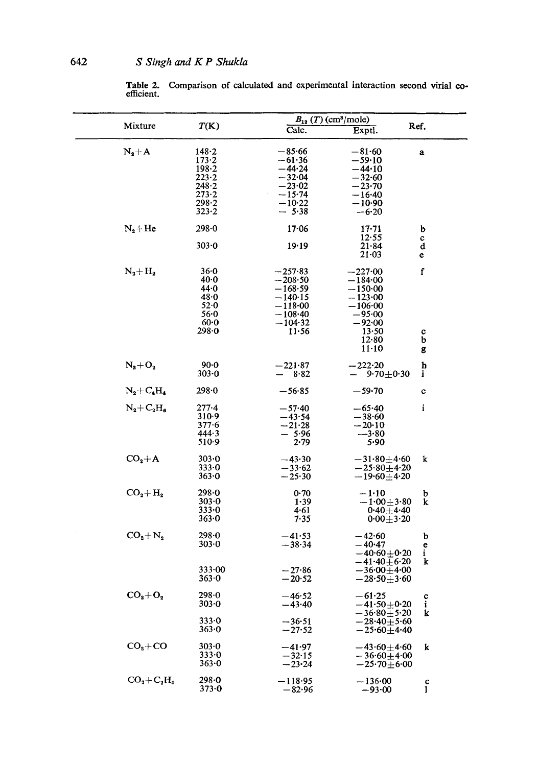**Table 2.** Comparison of calculated and experimental interaction second virial coefficient.

| Mixture | $T$(K) | $B_{12}(T)$ (cm$^3$/mole) Calc. | Exptl. | Ref. |
|---|---|---|---|---|
| $N_2$+A | 148·2 | −85·66 | −81·60 | a |
| | 173·2 | −61·36 | −59·10 | |
| | 198·2 | −44·24 | −44·10 | |
| | 223·2 | −32·04 | −32·60 | |
| | 248·2 | −23·02 | −23·70 | |
| | 273·2 | −15·74 | −16·40 | |
| | 298·2 | −10·22 | −10·90 | |
| | 323·2 | − 5·38 | −6·20 | |
| $N_2$+He | 298·0 | 17·06 | 17·71 | b |
| | | | 12·55 | c |
| | 303·0 | 19·19 | 21·84 | d |
| | | | 21·03 | e |
| $N_2$+$H_2$ | 36·0 | −257·83 | −227·00 | f |
| | 40·0 | −208·50 | −184·00 | |
| | 44·0 | −168·59 | −150·00 | |
| | 48·0 | −140·15 | −123·00 | |
| | 52·0 | −118·00 | −106·00 | |
| | 56·0 | −108·40 | −95·00 | |
| | 60·0 | −104·32 | −92·00 | |
| | 298·0 | 11·56 | 13·50 | c |
| | | | 12·80 | b |
| | | | 11·10 | g |
| $N_2$+$O_2$ | 90·0 | −221·87 | −222·20 | h |
| | 303·0 | − 8·82 | − 9·70±0·30 | i |
| $N_2$+$C_2H_4$ | 298·0 | −56·85 | −59·70 | c |
| $N_2$+$C_2H_6$ | 277·4 | −57·40 | −65·40 | i |
| | 310·9 | −43·54 | −38·60 | |
| | 377·6 | −21·28 | −20·10 | |
| | 444·3 | − 5·96 | −3·80 | |
| | 510·9 | 2·79 | 5·90 | |
| $CO_2$+A | 303·0 | −43·30 | −31·80±4·60 | k |
| | 333·0 | −33·62 | −25·80±4·20 | |
| | 363·0 | −25·30 | −19·60±4·20 | |
| $CO_2$+$H_2$ | 298·0 | 0·70 | −1·10 | b |
| | 303·0 | 1·39 | −1·00±3·80 | k |
| | 333·0 | 4·61 | 0·40±4·40 | |
| | 363·0 | 7·35 | 0·00±3·20 | |
| $CO_2$+$N_2$ | 298·0 | −41·53 | −42·60 | b |
| | 303·0 | −38·34 | −40·47 | e |
| | | | −40·60±0·20 | i |
| | | | −41·40±6·20 | k |
| | 333·00 | −27·86 | −36·00±4·00 | |
| | 363·0 | −20·52 | −28·50±3·60 | |
| $CO_2$+$O_2$ | 298·0 | −46·52 | −61·25 | c |
| | 303·0 | −43·40 | −41·50±0·20 | i |
| | | | −36·80±5·20 | k |
| | 333·0 | −36·51 | −28·40±5·60 | |
| | 363·0 | −27·52 | −25·60±4·40 | |
| $CO_2$+CO | 303·0 | −41·97 | −43·60±4·60 | k |
| | 333·0 | −32·15 | −36·60±4·00 | |
| | 363·0 | −23·24 | −25·70±6·00 | |
| $CO_2$+$C_2H_4$ | 298·0 | −118·95 | −136·00 | c |
| | 373·0 | −82·96 | −93·00 | l |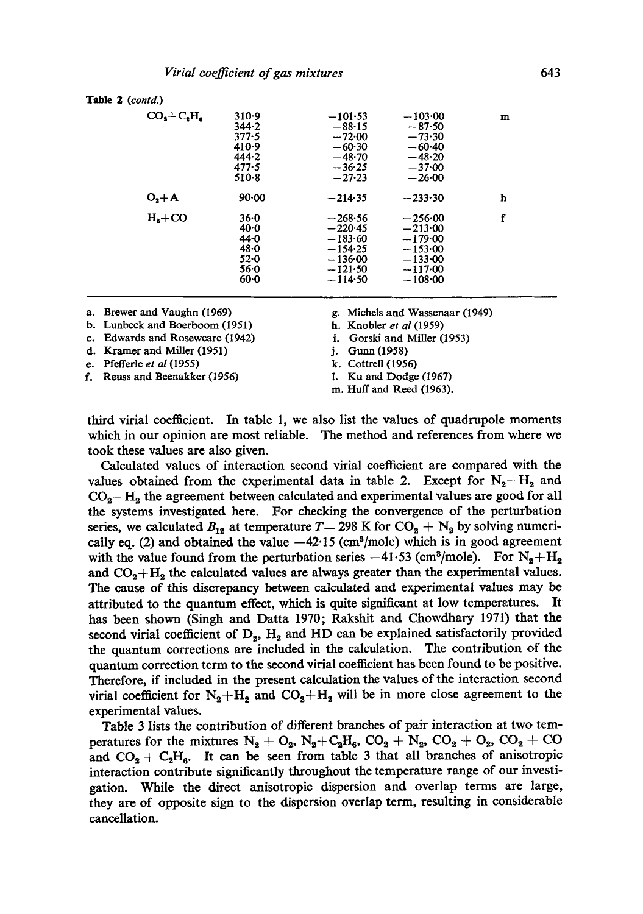Table 2 (*contd.*)

| | | | | |
|---|---|---|---|---|
| $CO_2+C_2H_6$ | 310·9 | −101·53 | −103·00 | m |
| | 344·2 | −88·15 | −87·50 | |
| | 377·5 | −72·00 | −73·30 | |
| | 410·9 | −60·30 | −60·40 | |
| | 444·2 | −48·70 | −48·20 | |
| | 477·5 | −36·25 | −37·00 | |
| | 510·8 | −27·23 | −26·00 | |
| $O_2+A$ | 90·00 | −214·35 | −233·30 | h |
| $H_2+CO$ | 36·0 | −268·56 | −256·00 | f |
| | 40·0 | −220·45 | −213·00 | |
| | 44·0 | −183·60 | −179·00 | |
| | 48·0 | −154·25 | −153·00 | |
| | 52·0 | −136·00 | −133·00 | |
| | 56·0 | −121·50 | −117·00 | |
| | 60·0 | −114·50 | −108·00 | |

a. Brewer and Vaughn (1969)
b. Lunbeck and Boerboom (1951)
c. Edwards and Roseweare (1942)
d. Kramer and Miller (1951)
e. Pfefferle *et al* (1955)
f. Reuss and Beenakker (1956)
g. Michels and Wassenaar (1949)
h. Knobler *et al* (1959)
i. Gorski and Miller (1953)
j. Gunn (1958)
k. Cottrell (1956)
l. Ku and Dodge (1967)
m. Huff and Reed (1963).

third virial coefficient. In table 1, we also list the values of quadrupole moments which in our opinion are most reliable. The method and references from where we took these values are also given.

Calculated values of interaction second virial coefficient are compared with the values obtained from the experimental data in table 2. Except for $N_2-H_2$ and $CO_2-H_2$ the agreement between calculated and experimental values are good for all the systems investigated here. For checking the convergence of the perturbation series, we calculated $B_{12}$ at temperature $T=298$ K for $CO_2+N_2$ by solving numerically eq. (2) and obtained the value −42·15 (cm³/mole) which is in good agreement with the value found from the perturbation series −41·53 (cm³/mole). For $N_2+H_2$ and $CO_2+H_2$ the calculated values are always greater than the experimental values. The cause of this discrepancy between calculated and experimental values may be attributed to the quantum effect, which is quite significant at low temperatures. It has been shown (Singh and Datta 1970; Rakshit and Chowdhary 1971) that the second virial coefficient of $D_2$, $H_2$ and HD can be explained satisfactorily provided the quantum corrections are included in the calculation. The contribution of the quantum correction term to the second virial coefficient has been found to be positive. Therefore, if included in the present calculation the values of the interaction second virial coefficient for $N_2+H_2$ and $CO_2+H_2$ will be in more close agreement to the experimental values.

Table 3 lists the contribution of different branches of pair interaction at two temperatures for the mixtures $N_2+O_2$, $N_2+C_2H_6$, $CO_2+N_2$, $CO_2+O_2$, $CO_2+CO$ and $CO_2+C_2H_6$. It can be seen from table 3 that all branches of anisotropic interaction contribute significantly throughout the temperature range of our investigation. While the direct anisotropic dispersion and overlap terms are large, they are of opposite sign to the dispersion overlap term, resulting in considerable cancellation.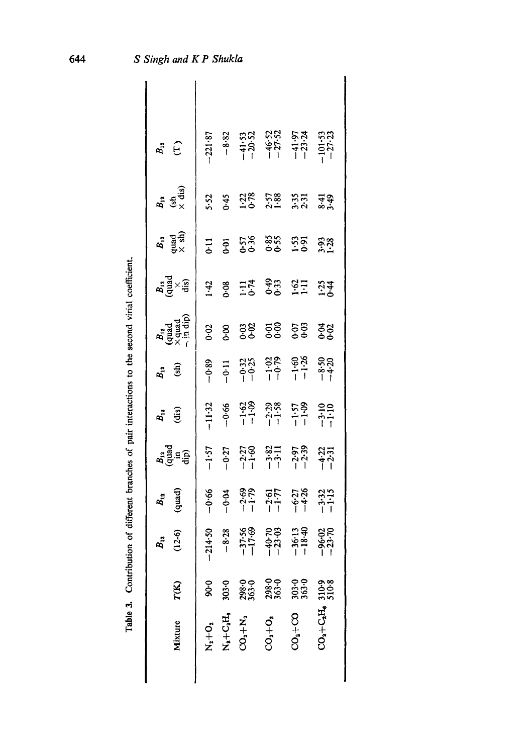Table 3. Contribution of different branches of pair interactions to the second virial coefficient.

| Mixture | $T$(K) | $B_{12}$ (12-6) | $B_{12}$ (quad) | $B_{12}$ (quad in dip) | $B_{12}$ (dis) | $B_{12}$ (sh) | $B_{12}$ (quad × quad – in dip) | $B_{12}$ (quad × dis) | $B_{12}$ quad × sh) | $B_{12}$ (sh × dis) | $B_{12}$ (T) |
|---|---|---|---|---|---|---|---|---|---|---|---|
| $N_2+O_2$ | 90·0 | −214·50 | −0·66 | −1·57 | −11·32 | −0·89 | 0·02 | 1·42 | 0·11 | 5·52 | −221·87 |
| $N_2+C_2H_6$ | 303·0 | −8·28 | −0·04 | −0·27 | −0·66 | −0·11 | 0·00 | 0·08 | 0·01 | 0·45 | −8·82 |
| $CO_2+N_2$ | 298·0 | −37·56 | −2·69 | −2·27 | −1·62 | −0·32 | 0·03 | 1·11 | 0·57 | 1·22 | −41·53 |
| | 363·0 | −17·69 | −1·79 | −1·60 | −1·09 | −0·25 | 0·02 | 0·74 | 0·36 | 0·78 | −20·52 |
| $CO_2+O_2$ | 298·0 | −40·70 | −2·61 | −3·82 | −2·29 | −1·02 | 0·01 | 0·49 | 0·85 | 2·57 | −46·52 |
| | 363·0 | −23·03 | −1·77 | −3·11 | −1·58 | −0·79 | 0·00 | 0·33 | 0·55 | 1·88 | −27·52 |
| $CO_2+CO$ | 303·0 | −36·13 | −6·27 | −2·97 | −1·57 | −1·60 | 0·07 | 1·62 | 1·53 | 3·35 | −41·97 |
| | 363·0 | −18·40 | −4·26 | −2·39 | −1·09 | −1·26 | 0·03 | 1·11 | 0·91 | 2·31 | −23·24 |
| $CO_2+C_2H_6$ | 310·9 | −96·02 | −3·32 | −4·22 | −3·10 | −8·50 | 0·04 | 1·25 | 3·93 | 8·41 | −101·53 |
| | 510·8 | −23·70 | −1·15 | −2·31 | −1·10 | −4·20 | 0·02 | 0·44 | 1·28 | 3·49 | −27·23 |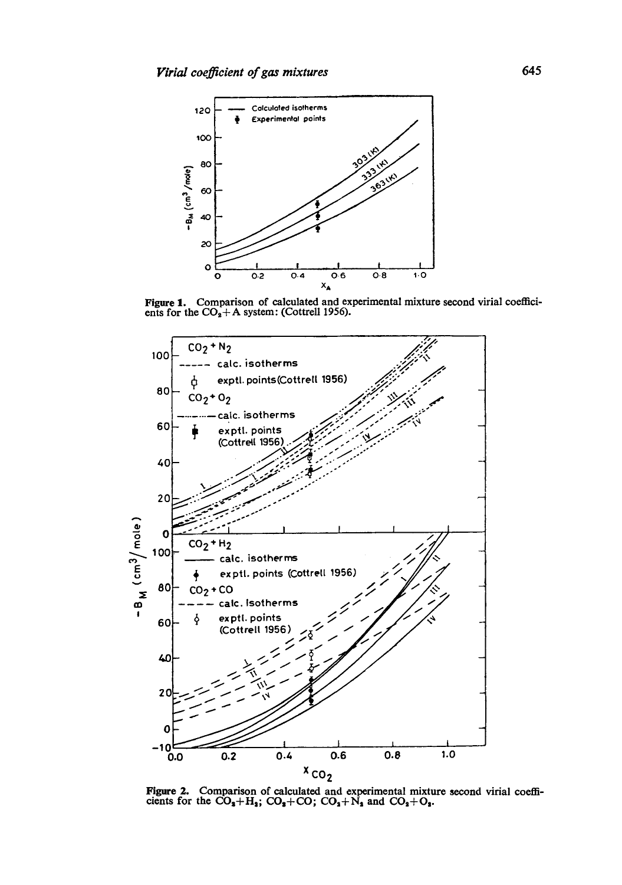**Figure 1.** Comparison of calculated and experimental mixture second virial coefficients for the $CO_2$+A system: (Cottrell 1956).

**Figure 2.** Comparison of calculated and experimental mixture second virial coefficients for the $CO_2$+$H_2$; $CO_2$+CO; $CO_2$+$N_2$ and $CO_2$+$O_2$.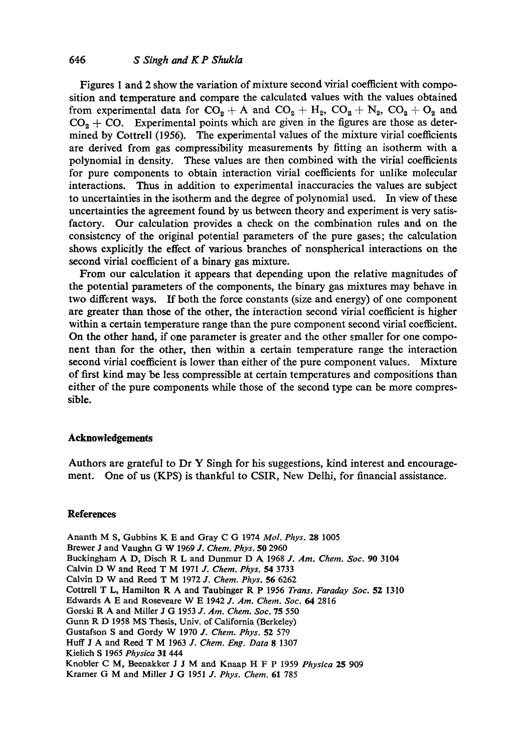Figures 1 and 2 show the variation of mixture second virial coefficient with composition and temperature and compare the calculated values with the values obtained from experimental data for $CO_2 + A$ and $CO_2 + H_2$, $CO_2 + N_2$, $CO_2 + O_2$ and $CO_2 + CO$. Experimental points which are given in the figures are those as determined by Cottrell (1956). The experimental values of the mixture virial coefficients are derived from gas compressibility measurements by fitting an isotherm with a polynomial in density. These values are then combined with the virial coefficients for pure components to obtain interaction virial coefficients for unlike molecular interactions. Thus in addition to experimental inaccuracies the values are subject to uncertainties in the isotherm and the degree of polynomial used. In view of these uncertainties the agreement found by us between theory and experiment is very satisfactory. Our calculation provides a check on the combination rules and on the consistency of the original potential parameters of the pure gases; the calculation shows explicitly the effect of various branches of nonspherical interactions on the second virial coefficient of a binary gas mixture.

From our calculation it appears that depending upon the relative magnitudes of the potential parameters of the components, the binary gas mixtures may behave in two different ways. If both the force constants (size and energy) of one component are greater than those of the other, the interaction second virial coefficient is higher within a certain temperature range than the pure component second virial coefficient. On the other hand, if one parameter is greater and the other smaller for one component than for the other, then within a certain temperature range the interaction second virial coefficient is lower than either of the pure component values. Mixture of first kind may be less compressible at certain temperatures and compositions than either of the pure components while those of the second type can be more compressible.

## Acknowledgements

Authors are grateful to Dr Y Singh for his suggestions, kind interest and encouragement. One of us (KPS) is thankful to CSIR, New Delhi, for financial assistance.

## References

Ananth M S, Gubbins K E and Gray C G 1974 *Mol. Phys.* **28** 1005

Brewer J and Vaughn G W 1969 *J. Chem. Phys.* **50** 2960

Buckingham A D, Disch R L and Dunmur D A 1968 *J. Am. Chem. Soc.* **90** 3104

Calvin D W and Reed T M 1971 *J. Chem. Phys.* **54** 3733

Calvin D W and Reed T M 1972 *J. Chem. Phys.* **56** 6262

Cottrell T L, Hamilton R A and Taubinger R P 1956 *Trans. Faraday Soc.* **52** 1310

Edwards A E and Roseveare W E 1942 *J. Am. Chem. Soc.* **64** 2816

Gorski R A and Miller J G 1953 *J. Am. Chem. Soc.* **75** 550

Gunn R D 1958 MS Thesis, Univ. of California (Berkeley)

Gustafson S and Gordy W 1970 *J. Chem. Phys.* **52** 579

Huff J A and Reed T M 1963 *J. Chem. Eng. Data* **8** 1307

Kielich S 1965 *Physica* **31** 444

Knobler C M, Beenakker J J M and Knaap H F P 1959 *Physica* **25** 909

Kramer G M and Miller J G 1951 *J. Phys. Chem.* **61** 785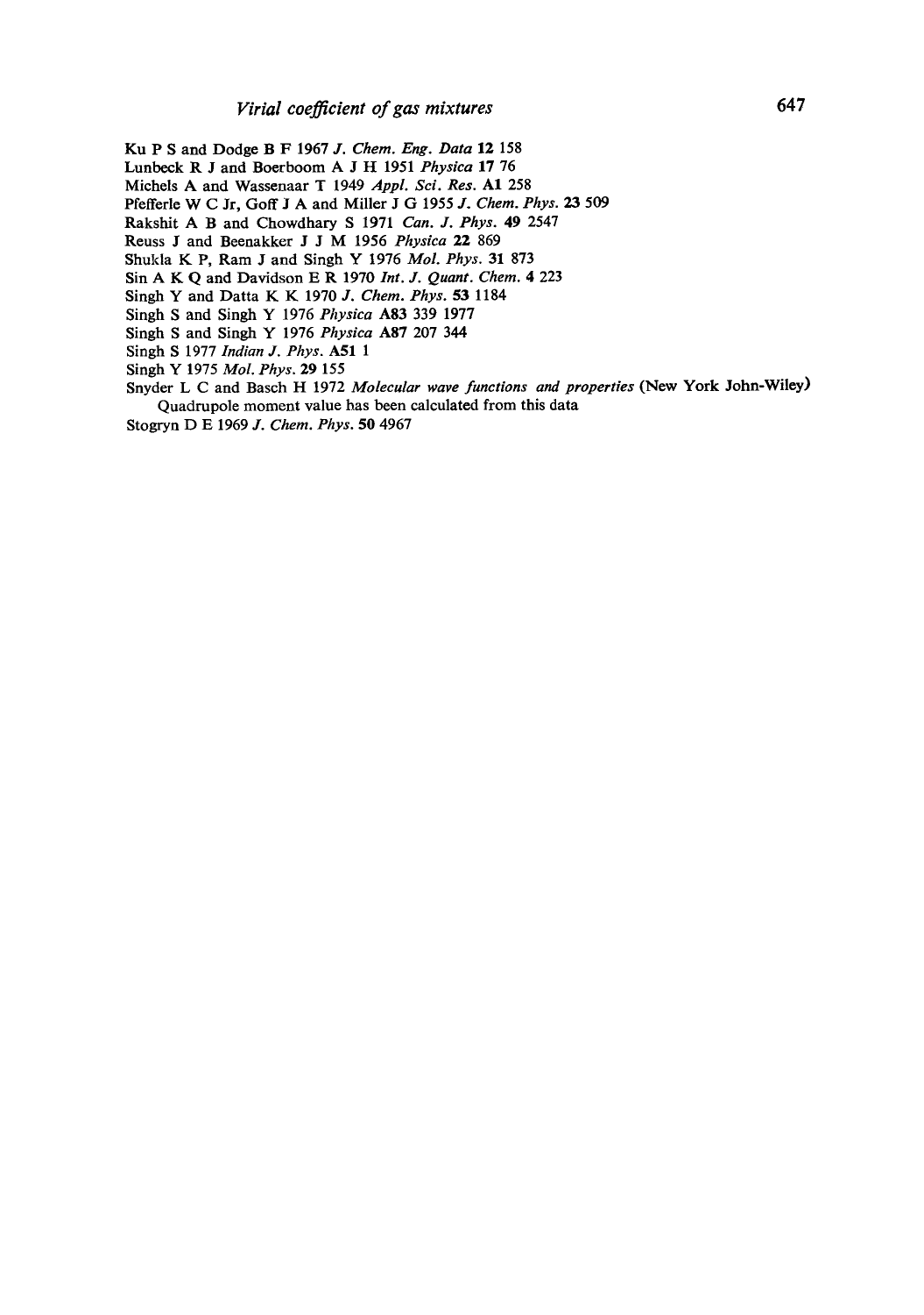Ku P S and Dodge B F 1967 *J. Chem. Eng. Data* **12** 158

Lunbeck R J and Boerboom A J H 1951 *Physica* **17** 76

Michels A and Wassenaar T 1949 *Appl. Sci. Res.* **A1** 258

Pfefferle W C Jr, Goff J A and Miller J G 1955 *J. Chem. Phys.* **23** 509

Rakshit A B and Chowdhary S 1971 *Can. J. Phys.* **49** 2547

Reuss J and Beenakker J J M 1956 *Physica* **22** 869

Shukla K P, Ram J and Singh Y 1976 *Mol. Phys.* **31** 873

Sin A K Q and Davidson E R 1970 *Int. J. Quant. Chem.* **4** 223

Singh Y and Datta K K 1970 *J. Chem. Phys.* **53** 1184

Singh S and Singh Y 1976 *Physica* **A83** 339 1977

Singh S and Singh Y 1976 *Physica* **A87** 207 344

Singh S 1977 *Indian J. Phys.* **A51** 1

Singh Y 1975 *Mol. Phys.* **29** 155

Snyder L C and Basch H 1972 *Molecular wave functions and properties* (New York John-Wiley) Quadrupole moment value has been calculated from this data

Stogryn D E 1969 *J. Chem. Phys.* **50** 4967